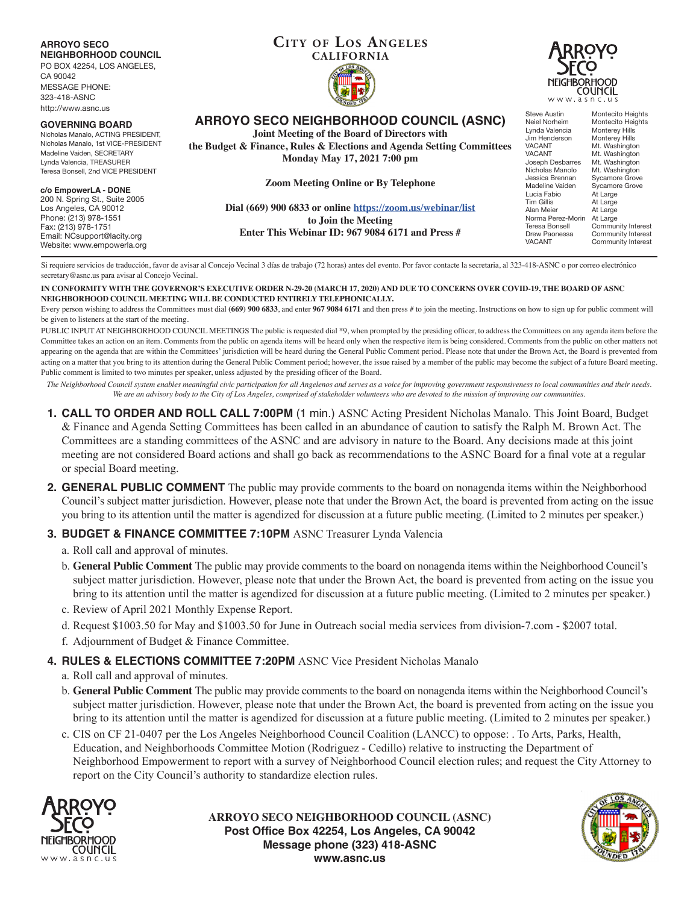**ARROYO SECO NEIGHBORHOOD COUNCIL**
PO BOX 42254, LOS ANGELES, CA 90042
MESSAGE PHONE: 323-418-ASNC
http://www.asnc.us

**GOVERNING BOARD**
Nicholas Manalo, ACTING PRESIDENT,
Nicholas Manalo, 1st VICE-PRESIDENT
Madeline Vaiden, SECRETARY
Lynda Valencia, TREASURER
Teresa Bonsell, 2nd VICE PRESIDENT

**c/o EmpowerLA - DONE**
200 N. Spring St., Suite 2005
Los Angeles, CA 90012
Phone: (213) 978-1551
Fax: (213) 978-1751
Email: NCsupport@lacity.org
Website: www.empowerla.org

**CITY OF LOS ANGELES**
**CALIFORNIA**

| | |
|---|---|
| Steve Austin | Montecito Heights |
| Neiel Norheim | Montecito Heights |
| Lynda Valencia | Monterey Hills |
| Jim Henderson | Monterey Hills |
| VACANT | Mt. Washington |
| VACANT | Mt. Washington |
| Joseph Desbarres | Mt. Washington |
| Nicholas Manolo | Mt. Washington |
| Jessica Brennan | Sycamore Grove |
| Madeline Vaiden | Sycamore Grove |
| Lucia Fabio | At Large |
| Tim Gillis | At Large |
| Alan Meier | At Large |
| Norma Perez-Morin | At Large |
| Teresa Bonsell | Community Interest |
| Drew Paonessa | Community Interest |
| VACANT | Community Interest |

# ARROYO SECO NEIGHBORHOOD COUNCIL (ASNC)

**Joint Meeting of the Board of Directors with the Budget & Finance, Rules & Elections and Agenda Setting Committees**
**Monday May 17, 2021 7:00 pm**

**Zoom Meeting Online or By Telephone**

**Dial (669) 900 6833 or online https://zoom.us/webinar/list to Join the Meeting**
**Enter This Webinar ID: 967 9084 6171 and Press #**

Si requiere servicios de traducción, favor de avisar al Concejo Vecinal 3 días de trabajo (72 horas) antes del evento. Por favor contacte la secretaria, al 323-418-ASNC o por correo electrónico secretary@asnc.us para avisar al Concejo Vecinal.

**IN CONFORMITY WITH THE GOVERNOR'S EXECUTIVE ORDER N-29-20 (MARCH 17, 2020) AND DUE TO CONCERNS OVER COVID-19, THE BOARD OF ASNC NEIGHBORHOOD COUNCIL MEETING WILL BE CONDUCTED ENTIRELY TELEPHONICALLY.**

Every person wishing to address the Committees must dial **(669) 900 6833**, and enter **967 9084 6171** and then press # to join the meeting. Instructions on how to sign up for public comment will be given to listeners at the start of the meeting.

PUBLIC INPUT AT NEIGHBORHOOD COUNCIL MEETINGS The public is requested dial *9, when prompted by the presiding officer, to address the Committees on any agenda item before the Committee takes an action on an item. Comments from the public on agenda items will be heard only when the respective item is being considered. Comments from the public on other matters not appearing on the agenda that are within the Committees' jurisdiction will be heard during the General Public Comment period. Please note that under the Brown Act, the Board is prevented from acting on a matter that you bring to its attention during the General Public Comment period; however, the issue raised by a member of the public may become the subject of a future Board meeting. Public comment is limited to two minutes per speaker, unless adjusted by the presiding officer of the Board.

*The Neighborhood Council system enables meaningful civic participation for all Angelenos and serves as a voice for improving government responsiveness to local communities and their needs. We are an advisory body to the City of Los Angeles, comprised of stakeholder volunteers who are devoted to the mission of improving our communities.*

1. **CALL TO ORDER AND ROLL CALL 7:00PM** (1 min.) ASNC Acting President Nicholas Manalo. This Joint Board, Budget & Finance and Agenda Setting Committees has been called in an abundance of caution to satisfy the Ralph M. Brown Act. The Committees are a standing committees of the ASNC and are advisory in nature to the Board. Any decisions made at this joint meeting are not considered Board actions and shall go back as recommendations to the ASNC Board for a final vote at a regular or special Board meeting.

2. **GENERAL PUBLIC COMMENT** The public may provide comments to the board on nonagenda items within the Neighborhood Council's subject matter jurisdiction. However, please note that under the Brown Act, the board is prevented from acting on the issue you bring to its attention until the matter is agendized for discussion at a future public meeting. (Limited to 2 minutes per speaker.)

3. **BUDGET & FINANCE COMMITTEE 7:10PM** ASNC Treasurer Lynda Valencia
   a. Roll call and approval of minutes.
   b. **General Public Comment** The public may provide comments to the board on nonagenda items within the Neighborhood Council's subject matter jurisdiction. However, please note that under the Brown Act, the board is prevented from acting on the issue you bring to its attention until the matter is agendized for discussion at a future public meeting. (Limited to 2 minutes per speaker.)
   c. Review of April 2021 Monthly Expense Report.
   d. Request $1003.50 for May and $1003.50 for June in Outreach social media services from division-7.com - $2007 total.
   f. Adjournment of Budget & Finance Committee.

4. **RULES & ELECTIONS COMMITTEE 7:20PM** ASNC Vice President Nicholas Manalo
   a. Roll call and approval of minutes.
   b. **General Public Comment** The public may provide comments to the board on nonagenda items within the Neighborhood Council's subject matter jurisdiction. However, please note that under the Brown Act, the board is prevented from acting on the issue you bring to its attention until the matter is agendized for discussion at a future public meeting. (Limited to 2 minutes per speaker.)
   c. CIS on CF 21-0407 per the Los Angeles Neighborhood Council Coalition (LANCC) to oppose: . To Arts, Parks, Health, Education, and Neighborhoods Committee Motion (Rodriguez - Cedillo) relative to instructing the Department of Neighborhood Empowerment to report with a survey of Neighborhood Council election rules; and request the City Attorney to report on the City Council's authority to standardize election rules.

**ARROYO SECO NEIGHBORHOOD COUNCIL (ASNC)**
**Post Office Box 42254, Los Angeles, CA 90042**
**Message phone (323) 418-ASNC**
**www.asnc.us**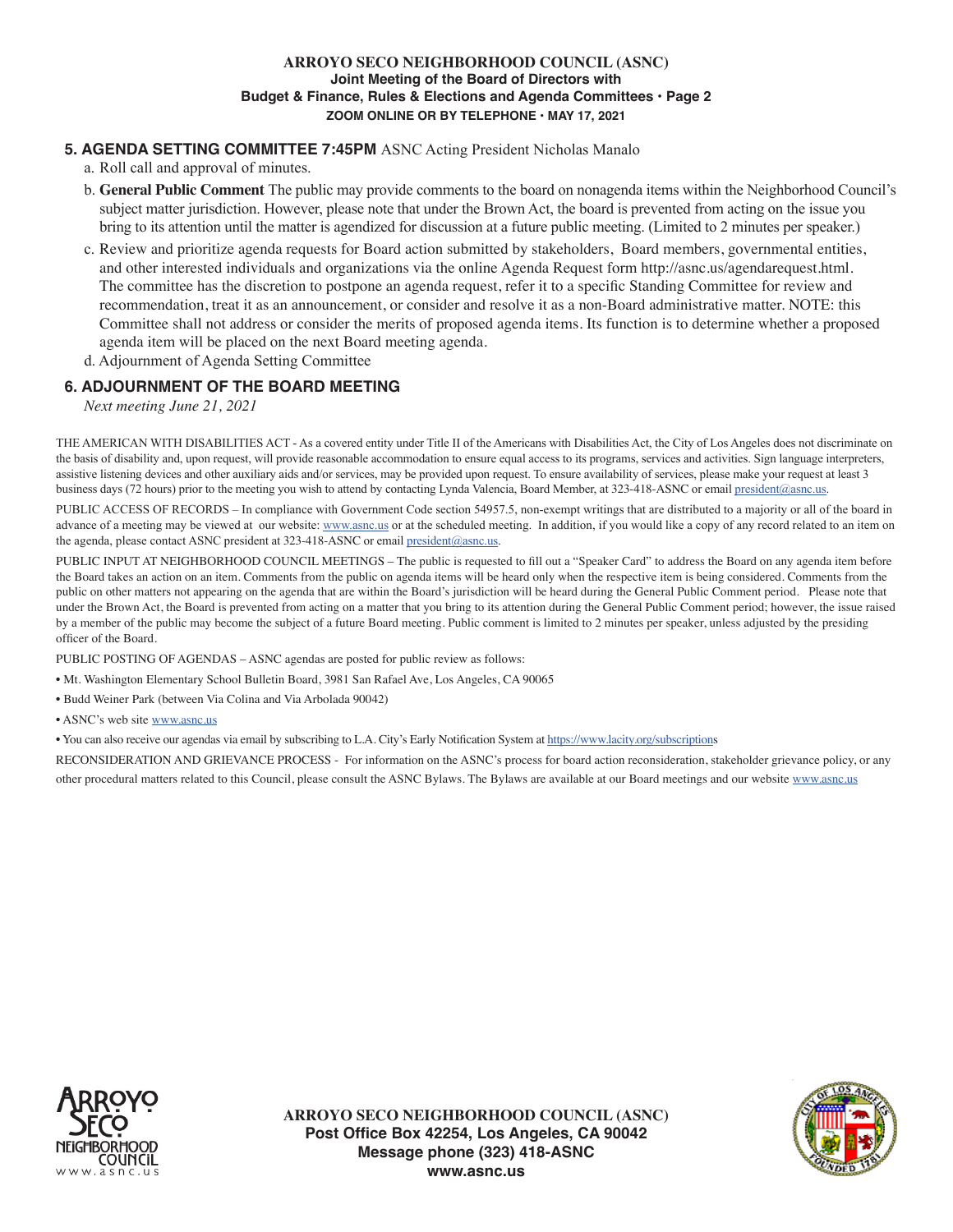## 5. AGENDA SETTING COMMITTEE 7:45PM ASNC Acting President Nicholas Manalo

a. Roll call and approval of minutes.

b. **General Public Comment** The public may provide comments to the board on nonagenda items within the Neighborhood Council's subject matter jurisdiction. However, please note that under the Brown Act, the board is prevented from acting on the issue you bring to its attention until the matter is agendized for discussion at a future public meeting. (Limited to 2 minutes per speaker.)

c. Review and prioritize agenda requests for Board action submitted by stakeholders, Board members, governmental entities, and other interested individuals and organizations via the online Agenda Request form http://asnc.us/agendarequest.html. The committee has the discretion to postpone an agenda request, refer it to a specific Standing Committee for review and recommendation, treat it as an announcement, or consider and resolve it as a non-Board administrative matter. NOTE: this Committee shall not address or consider the merits of proposed agenda items. Its function is to determine whether a proposed agenda item will be placed on the next Board meeting agenda.

d. Adjournment of Agenda Setting Committee

## 6. ADJOURNMENT OF THE BOARD MEETING

*Next meeting June 21, 2021*

THE AMERICAN WITH DISABILITIES ACT - As a covered entity under Title II of the Americans with Disabilities Act, the City of Los Angeles does not discriminate on the basis of disability and, upon request, will provide reasonable accommodation to ensure equal access to its programs, services and activities. Sign language interpreters, assistive listening devices and other auxiliary aids and/or services, may be provided upon request. To ensure availability of services, please make your request at least 3 business days (72 hours) prior to the meeting you wish to attend by contacting Lynda Valencia, Board Member, at 323-418-ASNC or email president@asnc.us.

PUBLIC ACCESS OF RECORDS – In compliance with Government Code section 54957.5, non-exempt writings that are distributed to a majority or all of the board in advance of a meeting may be viewed at our website: www.asnc.us or at the scheduled meeting. In addition, if you would like a copy of any record related to an item on the agenda, please contact ASNC president at 323-418-ASNC or email president@asnc.us.

PUBLIC INPUT AT NEIGHBORHOOD COUNCIL MEETINGS – The public is requested to fill out a "Speaker Card" to address the Board on any agenda item before the Board takes an action on an item. Comments from the public on agenda items will be heard only when the respective item is being considered. Comments from the public on other matters not appearing on the agenda that are within the Board's jurisdiction will be heard during the General Public Comment period. Please note that under the Brown Act, the Board is prevented from acting on a matter that you bring to its attention during the General Public Comment period; however, the issue raised by a member of the public may become the subject of a future Board meeting. Public comment is limited to 2 minutes per speaker, unless adjusted by the presiding officer of the Board.

PUBLIC POSTING OF AGENDAS – ASNC agendas are posted for public review as follows:

- Mt. Washington Elementary School Bulletin Board, 3981 San Rafael Ave, Los Angeles, CA 90065
- Budd Weiner Park (between Via Colina and Via Arbolada 90042)
- ASNC's web site www.asnc.us
- You can also receive our agendas via email by subscribing to L.A. City's Early Notification System at https://www.lacity.org/subscriptions

RECONSIDERATION AND GRIEVANCE PROCESS - For information on the ASNC's process for board action reconsideration, stakeholder grievance policy, or any other procedural matters related to this Council, please consult the ASNC Bylaws. The Bylaws are available at our Board meetings and our website www.asnc.us